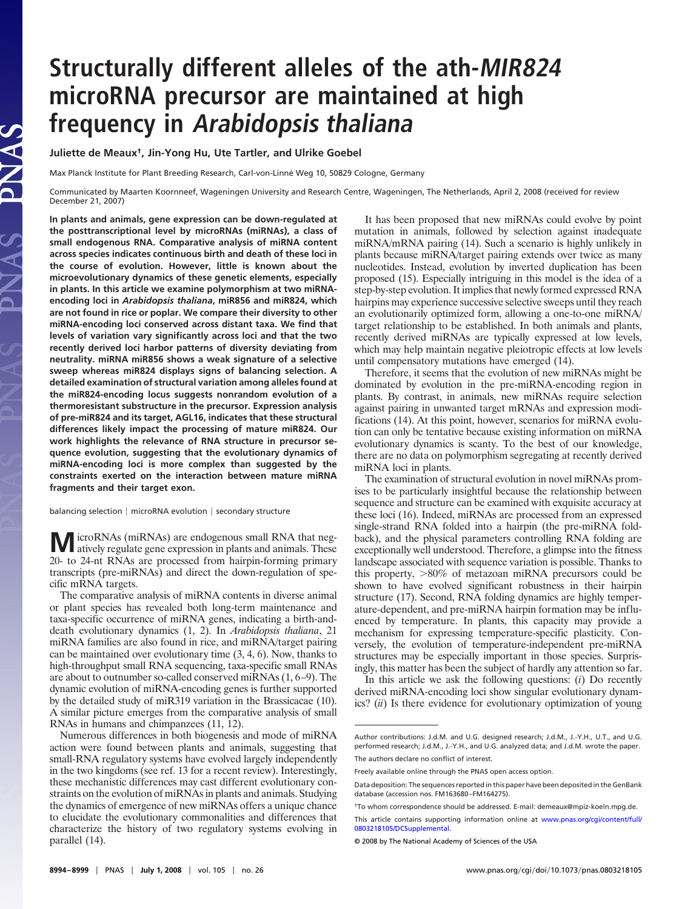# Structurally different alleles of the ath-*MIR824* microRNA precursor are maintained at high frequency in *Arabidopsis thaliana*

**Juliette de Meaux†, Jin-Yong Hu, Ute Tartler, and Ulrike Goebel**

Max Planck Institute for Plant Breeding Research, Carl-von-Linné Weg 10, 50829 Cologne, Germany

Communicated by Maarten Koornneef, Wageningen University and Research Centre, Wageningen, The Netherlands, April 2, 2008 (received for review December 21, 2007)

**In plants and animals, gene expression can be down-regulated at the posttranscriptional level by microRNAs (miRNAs), a class of small endogenous RNA. Comparative analysis of miRNA content across species indicates continuous birth and death of these loci in the course of evolution. However, little is known about the microevolutionary dynamics of these genetic elements, especially in plants. In this article we examine polymorphism at two miRNA-encoding loci in *Arabidopsis thaliana*, miR856 and miR824, which are not found in rice or poplar. We compare their diversity to other miRNA-encoding loci conserved across distant taxa. We find that levels of variation vary significantly across loci and that the two recently derived loci harbor patterns of diversity deviating from neutrality. miRNA miR856 shows a weak signature of a selective sweep whereas miR824 displays signs of balancing selection. A detailed examination of structural variation among alleles found at the miR824-encoding locus suggests nonrandom evolution of a thermoresistant substructure in the precursor. Expression analysis of pre-miR824 and its target, AGL16, indicates that these structural differences likely impact the processing of mature miR824. Our work highlights the relevance of RNA structure in precursor sequence evolution, suggesting that the evolutionary dynamics of miRNA-encoding loci is more complex than suggested by the constraints exerted on the interaction between mature miRNA fragments and their target exon.**

balancing selection | microRNA evolution | secondary structure

MicroRNAs (miRNAs) are endogenous small RNA that negatively regulate gene expression in plants and animals. These 20- to 24-nt RNAs are processed from hairpin-forming primary transcripts (pre-miRNAs) and direct the down-regulation of specific mRNA targets.

The comparative analysis of miRNA contents in diverse animal or plant species has revealed both long-term maintenance and taxa-specific occurrence of miRNA genes, indicating a birth-and-death evolutionary dynamics (1, 2). In *Arabidopsis thaliana*, 21 miRNA families are also found in rice, and miRNA/target pairing can be maintained over evolutionary time (3, 4, 6). Now, thanks to high-throughput small RNA sequencing, taxa-specific small RNAs are about to outnumber so-called conserved miRNAs (1, 6–9). The dynamic evolution of miRNA-encoding genes is further supported by the detailed study of miR319 variation in the Brassicaceae (10). A similar picture emerges from the comparative analysis of small RNAs in humans and chimpanzees (11, 12).

Numerous differences in both biogenesis and mode of miRNA action were found between plants and animals, suggesting that small-RNA regulatory systems have evolved largely independently in the two kingdoms (see ref. 13 for a recent review). Interestingly, these mechanistic differences may cast different evolutionary constraints on the evolution of miRNAs in plants and animals. Studying the dynamics of emergence of new miRNAs offers a unique chance to elucidate the evolutionary commonalities and differences that characterize the history of two regulatory systems evolving in parallel (14).

It has been proposed that new miRNAs could evolve by point mutation in animals, followed by selection against inadequate miRNA/mRNA pairing (14). Such a scenario is highly unlikely in plants because miRNA/target pairing extends over twice as many nucleotides. Instead, evolution by inverted duplication has been proposed (15). Especially intriguing in this model is the idea of a step-by-step evolution. It implies that newly formed expressed RNA hairpins may experience successive selective sweeps until they reach an evolutionarily optimized form, allowing a one-to-one miRNA/target relationship to be established. In both animals and plants, recently derived miRNAs are typically expressed at low levels, which may help maintain negative pleiotropic effects at low levels until compensatory mutations have emerged (14).

Therefore, it seems that the evolution of new miRNAs might be dominated by evolution in the pre-miRNA-encoding region in plants. By contrast, in animals, new miRNAs require selection against pairing in unwanted target mRNAs and expression modifications (14). At this point, however, scenarios for miRNA evolution can only be tentative because existing information on miRNA evolutionary dynamics is scanty. To the best of our knowledge, there are no data on polymorphism segregating at recently derived miRNA loci in plants.

The examination of structural evolution in novel miRNAs promises to be particularly insightful because the relationship between sequence and structure can be examined with exquisite accuracy at these loci (16). Indeed, miRNAs are processed from an expressed single-strand RNA folded into a hairpin (the pre-miRNA fold-back), and the physical parameters controlling RNA folding are exceptionally well understood. Therefore, a glimpse into the fitness landscape associated with sequence variation is possible. Thanks to this property, >80% of metazoan miRNA precursors could be shown to have evolved significant robustness in their hairpin structure (17). Second, RNA folding dynamics are highly temperature-dependent, and pre-miRNA hairpin formation may be influenced by temperature. In plants, this capacity may provide a mechanism for expressing temperature-specific plasticity. Conversely, the evolution of temperature-independent pre-miRNA structures may be especially important in those species. Surprisingly, this matter has been the subject of hardly any attention so far.

In this article we ask the following questions: (*i*) Do recently derived miRNA-encoding loci show singular evolutionary dynamics? (*ii*) Is there evidence for evolutionary optimization of young

---

Author contributions: J.d.M. and U.G. designed research; J.d.M., J.-Y.H., U.T., and U.G. performed research; J.d.M., J.-Y.H., and U.G. analyzed data; and J.d.M. wrote the paper.

The authors declare no conflict of interest.

Freely available online through the PNAS open access option.

Data deposition: The sequences reported in this paper have been deposited in the GenBank database (accession nos. FM163680–FM164275).

†To whom correspondence should be addressed. E-mail: demeaux@mpiz-koeln.mpg.de.

This article contains supporting information online at www.pnas.org/cgi/content/full/0803218105/DCSupplemental.

© 2008 by The National Academy of Sciences of the USA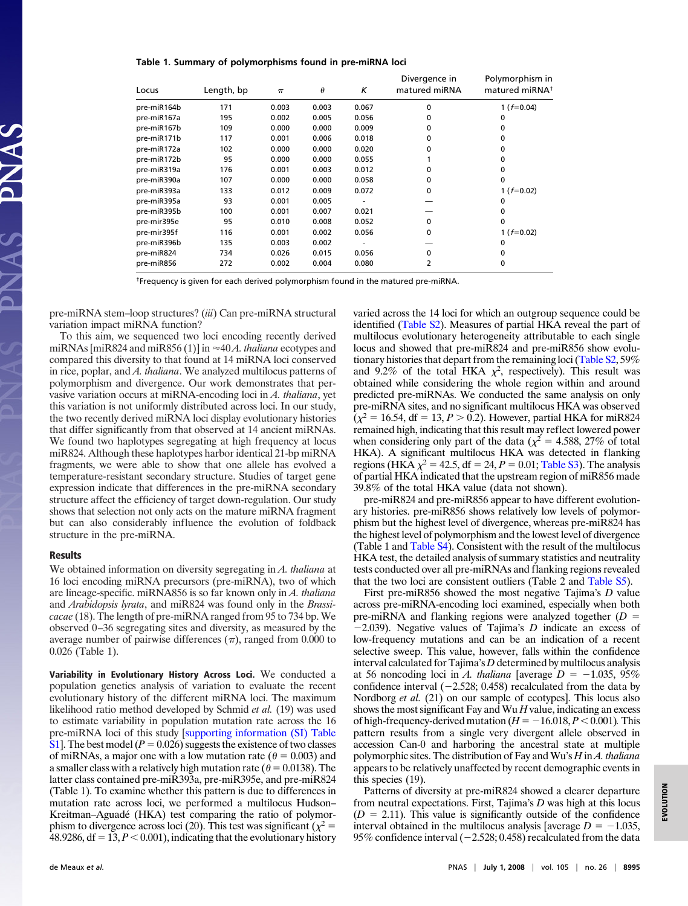**Table 1. Summary of polymorphisms found in pre-miRNA loci**

| Locus | Length, bp | $\pi$ | $\theta$ | $K$ | Divergence in matured miRNA | Polymorphism in matured miRNA[†] |
|---|---|---|---|---|---|---|
| pre-miR164b | 171 | 0.003 | 0.003 | 0.067 | 0 | 1 ($f$=0.04) |
| pre-miR167a | 195 | 0.002 | 0.005 | 0.056 | 0 | 0 |
| pre-miR167b | 109 | 0.000 | 0.000 | 0.009 | 0 | 0 |
| pre-miR171b | 117 | 0.001 | 0.006 | 0.018 | 0 | 0 |
| pre-miR172a | 102 | 0.000 | 0.000 | 0.020 | 0 | 0 |
| pre-miR172b | 95 | 0.000 | 0.000 | 0.055 | 1 | 0 |
| pre-miR319a | 176 | 0.001 | 0.003 | 0.012 | 0 | 0 |
| pre-miR390a | 107 | 0.000 | 0.000 | 0.058 | 0 | 0 |
| pre-miR393a | 133 | 0.012 | 0.009 | 0.072 | 0 | 1 ($f$=0.02) |
| pre-miR395a | 93 | 0.001 | 0.005 | - | — | 0 |
| pre-miR395b | 100 | 0.001 | 0.007 | 0.021 | — | 0 |
| pre-mir395e | 95 | 0.010 | 0.008 | 0.052 | 0 | 0 |
| pre-mir395f | 116 | 0.001 | 0.002 | 0.056 | 0 | 1 ($f$=0.02) |
| pre-miR396b | 135 | 0.003 | 0.002 | - | — | 0 |
| pre-miR824 | 734 | 0.026 | 0.015 | 0.056 | 0 | 0 |
| pre-miR856 | 272 | 0.002 | 0.004 | 0.080 | 2 | 0 |

[†]Frequency is given for each derived polymorphism found in the matured pre-miRNA.

pre-miRNA stem–loop structures? (*iii*) Can pre-miRNA structural variation impact miRNA function?

To this aim, we sequenced two loci encoding recently derived miRNAs [miR824 and miR856 (1)] in ≈40 *A. thaliana* ecotypes and compared this diversity to that found at 14 miRNA loci conserved in rice, poplar, and *A. thaliana*. We analyzed multilocus patterns of polymorphism and divergence. Our work demonstrates that pervasive variation occurs at miRNA-encoding loci in *A. thaliana*, yet this variation is not uniformly distributed across loci. In our study, the two recently derived miRNA loci display evolutionary histories that differ significantly from that observed at 14 ancient miRNAs. We found two haplotypes segregating at high frequency at locus miR824. Although these haplotypes harbor identical 21-bp miRNA fragments, we were able to show that one allele has evolved a temperature-resistant secondary structure. Studies of target gene expression indicate that differences in the pre-miRNA secondary structure affect the efficiency of target down-regulation. Our study shows that selection not only acts on the mature miRNA fragment but can also considerably influence the evolution of foldback structure in the pre-miRNA.

## Results

We obtained information on diversity segregating in *A. thaliana* at 16 loci encoding miRNA precursors (pre-miRNA), two of which are lineage-specific. miRNA856 is so far known only in *A. thaliana* and *Arabidopsis lyrata*, and miR824 was found only in the *Brassicacae* (18). The length of pre-miRNA ranged from 95 to 734 bp. We observed 0–36 segregating sites and diversity, as measured by the average number of pairwise differences ($\pi$), ranged from 0.000 to 0.026 (Table 1).

**Variability in Evolutionary History Across Loci.** We conducted a population genetics analysis of variation to evaluate the recent evolutionary history of the different miRNA loci. The maximum likelihood ratio method developed by Schmid *et al.* (19) was used to estimate variability in population mutation rate across the 16 pre-miRNA loci of this study [supporting information (SI) Table S1]. The best model ($P = 0.026$) suggests the existence of two classes of miRNAs, a major one with a low mutation rate ($\theta = 0.003$) and a smaller class with a relatively high mutation rate ($\theta = 0.0138$). The latter class contained pre-miR393a, pre-miR395e, and pre-miR824 (Table 1). To examine whether this pattern is due to differences in mutation rate across loci, we performed a multilocus Hudson–Kreitman–Aguadé (HKA) test comparing the ratio of polymorphism to divergence across loci (20). This test was significant ($\chi^2 = 48.9286$, df = 13, $P < 0.001$), indicating that the evolutionary history varied across the 14 loci for which an outgroup sequence could be identified (Table S2). Measures of partial HKA reveal the part of multilocus evolutionary heterogeneity attributable to each single locus and showed that pre-miR824 and pre-miR856 show evolutionary histories that depart from the remaining loci (Table S2, 59% and 9.2% of the total HKA $\chi^2$, respectively). This result was obtained while considering the whole region within and around predicted pre-miRNAs. We conducted the same analysis on only pre-miRNA sites, and no significant multilocus HKA was observed ($\chi^2 = 16.54$, df = 13, $P > 0.2$). However, partial HKA for miR824 remained high, indicating that this result may reflect lowered power when considering only part of the data ($\chi^2 = 4.588$, 27% of total HKA). A significant multilocus HKA was detected in flanking regions (HKA $\chi^2 = 42.5$, df = 24, $P = 0.01$; Table S3). The analysis of partial HKA indicated that the upstream region of miR856 made 39.8% of the total HKA value (data not shown).

pre-miR824 and pre-miR856 appear to have different evolutionary histories. pre-miR856 shows relatively low levels of polymorphism but the highest level of divergence, whereas pre-miR824 has the highest level of polymorphism and the lowest level of divergence (Table 1 and Table S4). Consistent with the result of the multilocus HKA test, the detailed analysis of summary statistics and neutrality tests conducted over all pre-miRNAs and flanking regions revealed that the two loci are consistent outliers (Table 2 and Table S5).

First pre-miR856 showed the most negative Tajima's $D$ value across pre-miRNA-encoding loci examined, especially when both pre-miRNA and flanking regions were analyzed together ($D = -2.039$). Negative values of Tajima's $D$ indicate an excess of low-frequency mutations and can be an indication of a recent selective sweep. This value, however, falls within the confidence interval calculated for Tajima's $D$ determined by multilocus analysis at 56 noncoding loci in *A. thaliana* [average $D = -1.035$, 95% confidence interval (−2.528; 0.458) recalculated from the data by Nordborg *et al.* (21) on our sample of ecotypes]. This locus also shows the most significant Fay and Wu $H$ value, indicating an excess of high-frequency-derived mutation ($H = -16.018$, $P < 0.001$). This pattern results from a single very divergent allele observed in accession Can-0 and harboring the ancestral state at multiple polymorphic sites. The distribution of Fay and Wu's $H$ in *A. thaliana* appears to be relatively unaffected by recent demographic events in this species (19).

Patterns of diversity at pre-miR824 showed a clearer departure from neutral expectations. First, Tajima's $D$ was high at this locus ($D = 2.11$). This value is significantly outside of the confidence interval obtained in the multilocus analysis [average $D = -1.035$, 95% confidence interval (−2.528; 0.458) recalculated from the data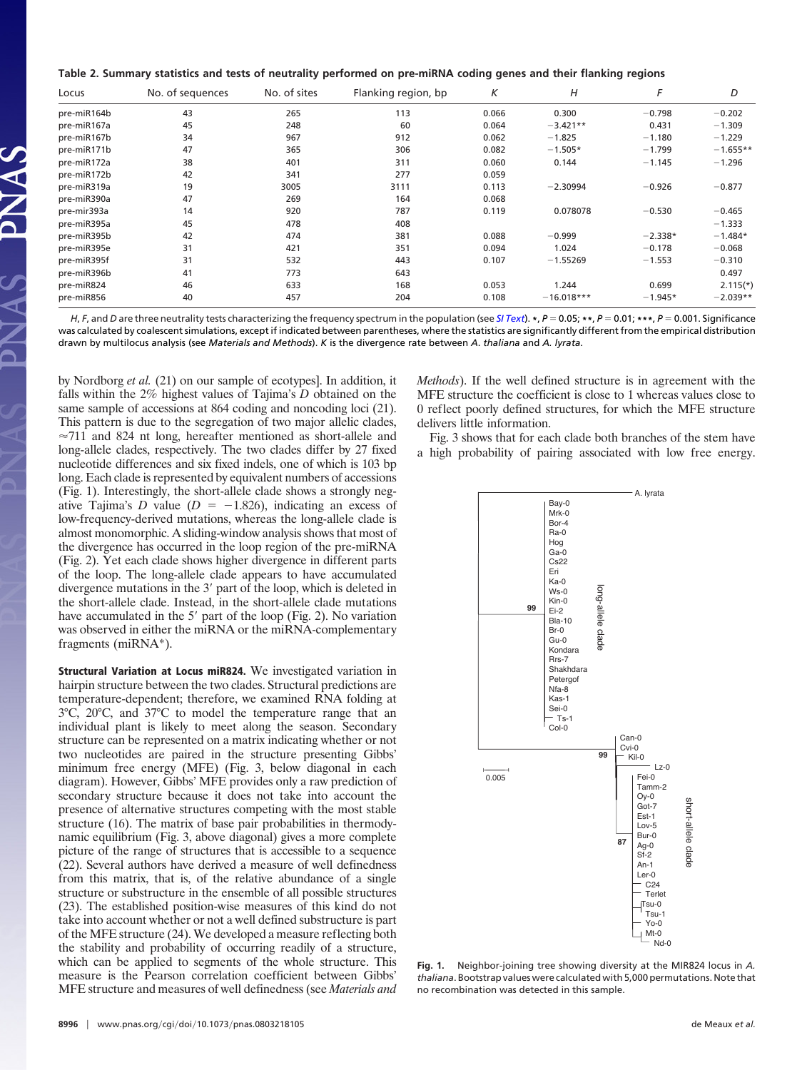**Table 2. Summary statistics and tests of neutrality performed on pre-miRNA coding genes and their flanking regions**

| Locus | No. of sequences | No. of sites | Flanking region, bp | *K* | *H* | *F* | *D* |
|---|---|---|---|---|---|---|---|
| pre-miR164b | 43 | 265 | 113 | 0.066 | 0.300 | −0.798 | −0.202 |
| pre-miR167a | 45 | 248 | 60 | 0.064 | −3.421** | 0.431 | −1.309 |
| pre-miR167b | 34 | 967 | 912 | 0.062 | −1.825 | −1.180 | −1.229 |
| pre-miR171b | 47 | 365 | 306 | 0.082 | −1.505* | −1.799 | −1.655** |
| pre-miR172a | 38 | 401 | 311 | 0.060 | 0.144 | −1.145 | −1.296 |
| pre-miR172b | 42 | 341 | 277 | 0.059 | | | |
| pre-miR319a | 19 | 3005 | 3111 | 0.113 | −2.30994 | −0.926 | −0.877 |
| pre-miR390a | 47 | 269 | 164 | 0.068 | | | |
| pre-mir393a | 14 | 920 | 787 | 0.119 | 0.078078 | −0.530 | −0.465 |
| pre-miR395a | 45 | 478 | 408 | | | | −1.333 |
| pre-miR395b | 42 | 474 | 381 | 0.088 | −0.999 | −2.338* | −1.484* |
| pre-miR395e | 31 | 421 | 351 | 0.094 | 1.024 | −0.178 | −0.068 |
| pre-miR395f | 31 | 532 | 443 | 0.107 | −1.55269 | −1.553 | −0.310 |
| pre-miR396b | 41 | 773 | 643 | | | | 0.497 |
| pre-miR824 | 46 | 633 | 168 | 0.053 | 1.244 | 0.699 | 2.115(*) |
| pre-miR856 | 40 | 457 | 204 | 0.108 | −16.018*** | −1.945* | −2.039** |

*H*, *F*, and *D* are three neutrality tests characterizing the frequency spectrum in the population (see *SI Text*). *, $P = 0.05$; **, $P = 0.01$; ***, $P = 0.001$. Significance was calculated by coalescent simulations, except if indicated between parentheses, where the statistics are significantly different from the empirical distribution drawn by multilocus analysis (see *Materials and Methods*). *K* is the divergence rate between *A. thaliana* and *A. lyrata*.

by Nordborg *et al.* (21) on our sample of ecotypes]. In addition, it falls within the 2% highest values of Tajima's *D* obtained on the same sample of accessions at 864 coding and noncoding loci (21). This pattern is due to the segregation of two major allelic clades, ≈711 and 824 nt long, hereafter mentioned as short-allele and long-allele clades, respectively. The two clades differ by 27 fixed nucleotide differences and six fixed indels, one of which is 103 bp long. Each clade is represented by equivalent numbers of accessions (Fig. 1). Interestingly, the short-allele clade shows a strongly negative Tajima's *D* value ($D = -1.826$), indicating an excess of low-frequency-derived mutations, whereas the long-allele clade is almost monomorphic. A sliding-window analysis shows that most of the divergence has occurred in the loop region of the pre-miRNA (Fig. 2). Yet each clade shows higher divergence in different parts of the loop. The long-allele clade appears to have accumulated divergence mutations in the 3′ part of the loop, which is deleted in the short-allele clade. Instead, in the short-allele clade mutations have accumulated in the 5′ part of the loop (Fig. 2). No variation was observed in either the miRNA or the miRNA-complementary fragments (miRNA*).

**Structural Variation at Locus miR824.** We investigated variation in hairpin structure between the two clades. Structural predictions are temperature-dependent; therefore, we examined RNA folding at 3°C, 20°C, and 37°C to model the temperature range that an individual plant is likely to meet along the season. Secondary structure can be represented on a matrix indicating whether or not two nucleotides are paired in the structure presenting Gibbs' minimum free energy (MFE) (Fig. 3, below diagonal in each diagram). However, Gibbs' MFE provides only a raw prediction of secondary structure because it does not take into account the presence of alternative structures competing with the most stable structure (16). The matrix of base pair probabilities in thermodynamic equilibrium (Fig. 3, above diagonal) gives a more complete picture of the range of structures that is accessible to a sequence (22). Several authors have derived a measure of well definedness from this matrix, that is, of the relative abundance of a single structure or substructure in the ensemble of all possible structures (23). The established position-wise measures of this kind do not take into account whether or not a well defined substructure is part of the MFE structure (24). We developed a measure reflecting both the stability and probability of occurring readily of a structure, which can be applied to segments of the whole structure. This measure is the Pearson correlation coefficient between Gibbs' MFE structure and measures of well definedness (see *Materials and Methods*). If the well defined structure is in agreement with the MFE structure the coefficient is close to 1 whereas values close to 0 reflect poorly defined structures, for which the MFE structure delivers little information.

Fig. 3 shows that for each clade both branches of the stem have a high probability of pairing associated with low free energy.

**Fig. 1.** Neighbor-joining tree showing diversity at the MIR824 locus in *A. thaliana*. Bootstrap values were calculated with 5,000 permutations. Note that no recombination was detected in this sample.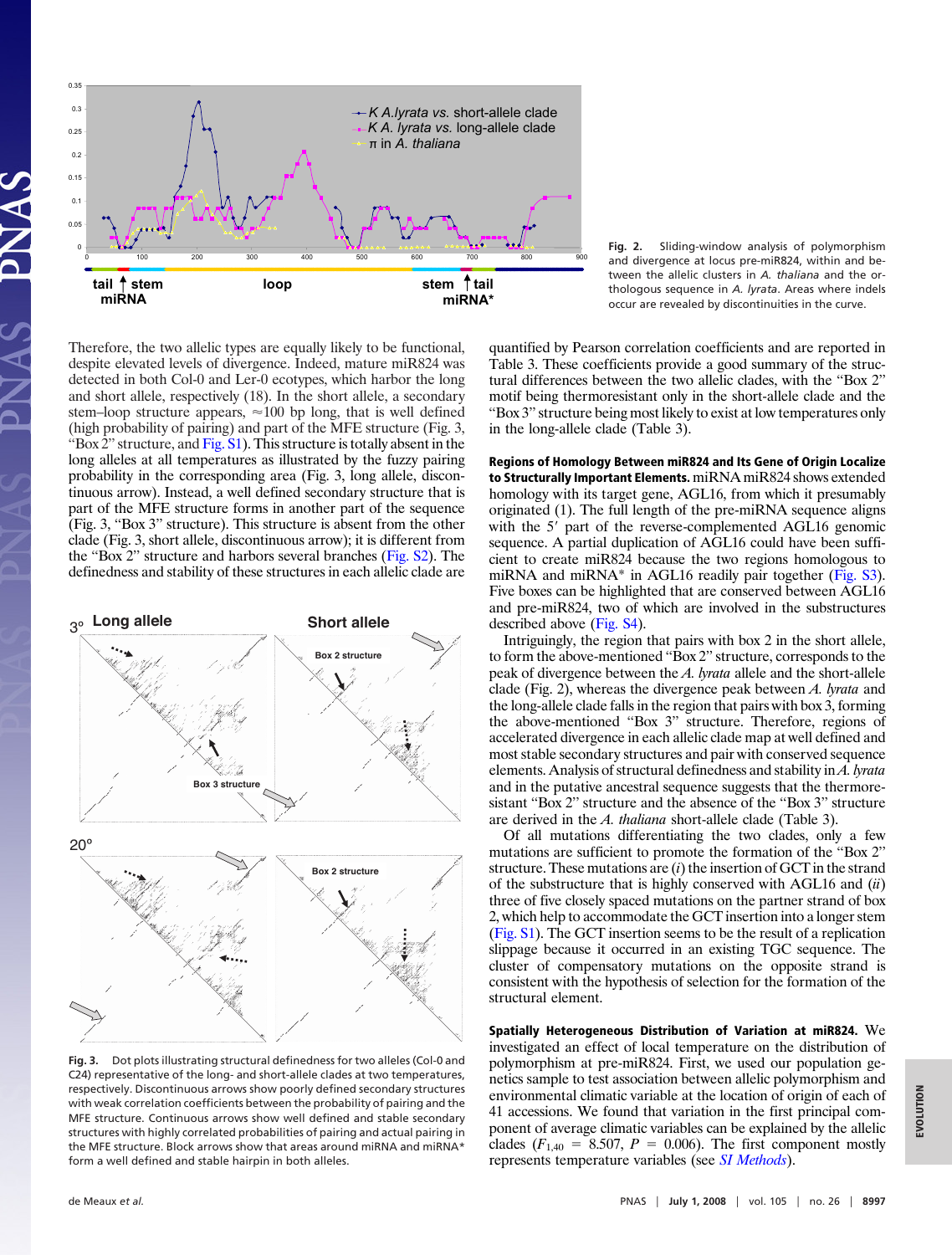Fig. 2. Sliding-window analysis of polymorphism and divergence at locus pre-miR824, within and between the allelic clusters in *A. thaliana* and the orthologous sequence in *A. lyrata*. Areas where indels occur are revealed by discontinuities in the curve.

Therefore, the two allelic types are equally likely to be functional, despite elevated levels of divergence. Indeed, mature miR824 was detected in both Col-0 and Ler-0 ecotypes, which harbor the long and short allele, respectively (18). In the short allele, a secondary stem–loop structure appears, ≈100 bp long, that is well defined (high probability of pairing) and part of the MFE structure (Fig. 3, "Box 2" structure, and Fig. S1). This structure is totally absent in the long alleles at all temperatures as illustrated by the fuzzy pairing probability in the corresponding area (Fig. 3, long allele, discontinuous arrow). Instead, a well defined secondary structure that is part of the MFE structure forms in another part of the sequence (Fig. 3, "Box 3" structure). This structure is absent from the other clade (Fig. 3, short allele, discontinuous arrow); it is different from the "Box 2" structure and harbors several branches (Fig. S2). The definedness and stability of these structures in each allelic clade are quantified by Pearson correlation coefficients and are reported in Table 3. These coefficients provide a good summary of the structural differences between the two allelic clades, with the "Box 2" motif being thermoresistant only in the short-allele clade and the "Box 3" structure being most likely to exist at low temperatures only in the long-allele clade (Table 3).

Fig. 3. Dot plots illustrating structural definedness for two alleles (Col-0 and C24) representative of the long- and short-allele clades at two temperatures, respectively. Discontinuous arrows show poorly defined secondary structures with weak correlation coefficients between the probability of pairing and the MFE structure. Continuous arrows show well defined and stable secondary structures with highly correlated probabilities of pairing and actual pairing in the MFE structure. Block arrows show that areas around miRNA and miRNA* form a well defined and stable hairpin in both alleles.

**Regions of Homology Between miR824 and Its Gene of Origin Localize to Structurally Important Elements.** miRNA miR824 shows extended homology with its target gene, AGL16, from which it presumably originated (1). The full length of the pre-miRNA sequence aligns with the 5′ part of the reverse-complemented AGL16 genomic sequence. A partial duplication of AGL16 could have been sufficient to create miR824 because the two regions homologous to miRNA and miRNA* in AGL16 readily pair together (Fig. S3). Five boxes can be highlighted that are conserved between AGL16 and pre-miR824, two of which are involved in the substructures described above (Fig. S4).

Intriguingly, the region that pairs with box 2 in the short allele, to form the above-mentioned "Box 2" structure, corresponds to the peak of divergence between the *A. lyrata* allele and the short-allele clade (Fig. 2), whereas the divergence peak between *A. lyrata* and the long-allele clade falls in the region that pairs with box 3, forming the above-mentioned "Box 3" structure. Therefore, regions of accelerated divergence in each allelic clade map at well defined and most stable secondary structures and pair with conserved sequence elements. Analysis of structural definedness and stability in *A. lyrata* and in the putative ancestral sequence suggests that the thermoresistant "Box 2" structure and the absence of the "Box 3" structure are derived in the *A. thaliana* short-allele clade (Table 3).

Of all mutations differentiating the two clades, only a few mutations are sufficient to promote the formation of the "Box 2" structure. These mutations are (*i*) the insertion of GCT in the strand of the substructure that is highly conserved with AGL16 and (*ii*) three of five closely spaced mutations on the partner strand of box 2, which help to accommodate the GCT insertion into a longer stem (Fig. S1). The GCT insertion seems to be the result of a replication slippage because it occurred in an existing TGC sequence. The cluster of compensatory mutations on the opposite strand is consistent with the hypothesis of selection for the formation of the structural element.

**Spatially Heterogeneous Distribution of Variation at miR824.** We investigated an effect of local temperature on the distribution of polymorphism at pre-miR824. First, we used our population genetics sample to test association between allelic polymorphism and environmental climatic variable at the location of origin of each of 41 accessions. We found that variation in the first principal component of average climatic variables can be explained by the allelic clades ($F_{1,40}$ = 8.507, $P$ = 0.006). The first component mostly represents temperature variables (see *SI Methods*).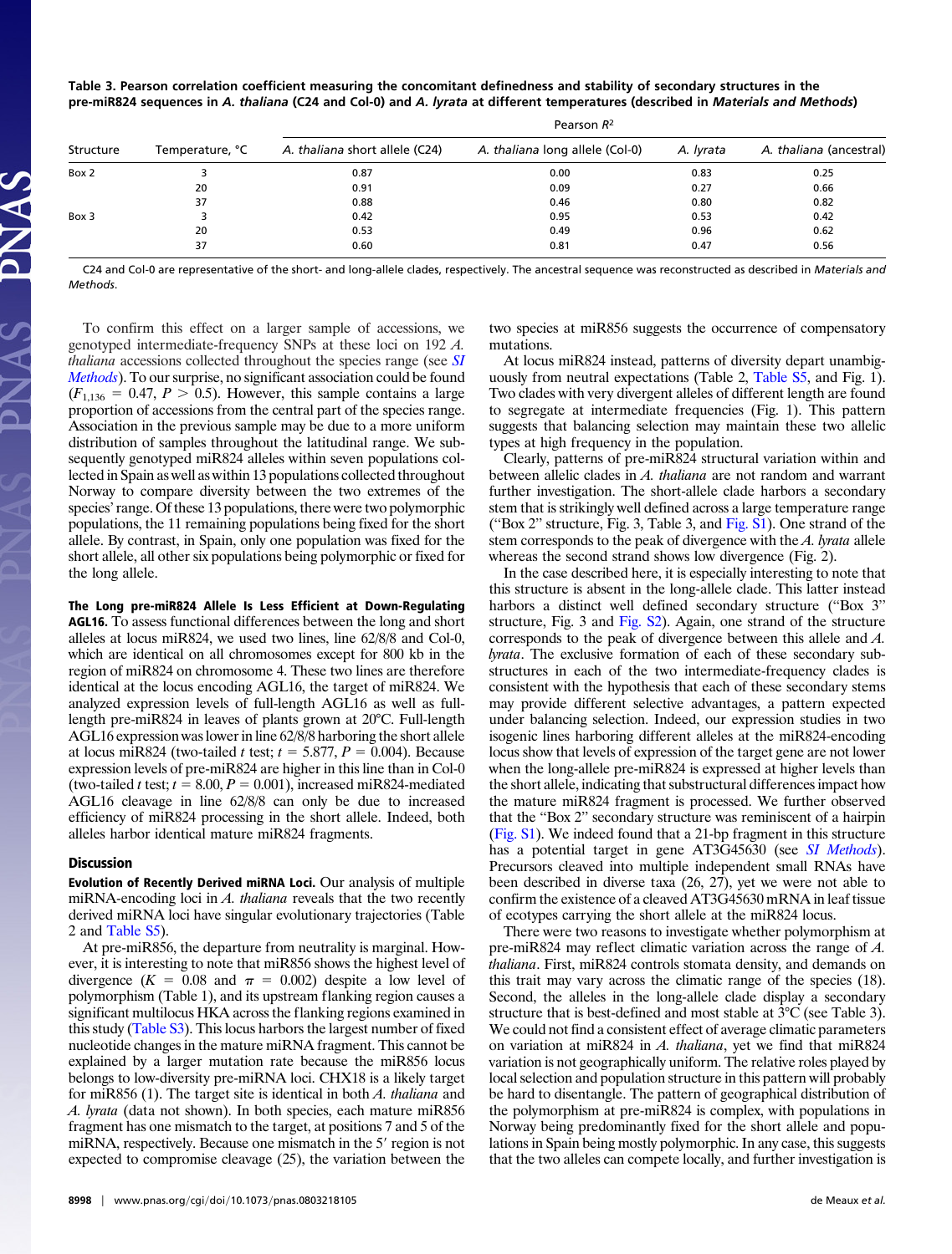**Table 3. Pearson correlation coefficient measuring the concomitant definedness and stability of secondary structures in the pre-miR824 sequences in *A. thaliana* (C24 and Col-0) and *A. lyrata* at different temperatures (described in *Materials and Methods*)**

| Structure | Temperature, °C | Pearson $R^2$ | | | |
|---|---|---|---|---|---|
| | | *A. thaliana* short allele (C24) | *A. thaliana* long allele (Col-0) | *A. lyrata* | *A. thaliana* (ancestral) |
| Box 2 | 3 | 0.87 | 0.00 | 0.83 | 0.25 |
| | 20 | 0.91 | 0.09 | 0.27 | 0.66 |
| | 37 | 0.88 | 0.46 | 0.80 | 0.82 |
| Box 3 | 3 | 0.42 | 0.95 | 0.53 | 0.42 |
| | 20 | 0.53 | 0.49 | 0.96 | 0.62 |
| | 37 | 0.60 | 0.81 | 0.47 | 0.56 |

C24 and Col-0 are representative of the short- and long-allele clades, respectively. The ancestral sequence was reconstructed as described in *Materials and Methods*.

To confirm this effect on a larger sample of accessions, we genotyped intermediate-frequency SNPs at these loci on 192 *A. thaliana* accessions collected throughout the species range (see *SI Methods*). To our surprise, no significant association could be found ($F_{1,136}$ = 0.47, $P$ > 0.5). However, this sample contains a large proportion of accessions from the central part of the species range. Association in the previous sample may be due to a more uniform distribution of samples throughout the latitudinal range. We subsequently genotyped miR824 alleles within seven populations collected in Spain as well as within 13 populations collected throughout Norway to compare diversity between the two extremes of the species' range. Of these 13 populations, there were two polymorphic populations, the 11 remaining populations being fixed for the short allele. By contrast, in Spain, only one population was fixed for the short allele, all other six populations being polymorphic or fixed for the long allele.

**The Long pre-miR824 Allele Is Less Efficient at Down-Regulating AGL16.** To assess functional differences between the long and short alleles at locus miR824, we used two lines, line 62/8/8 and Col-0, which are identical on all chromosomes except for 800 kb in the region of miR824 on chromosome 4. These two lines are therefore identical at the locus encoding AGL16, the target of miR824. We analyzed expression levels of full-length AGL16 as well as full-length pre-miR824 in leaves of plants grown at 20°C. Full-length AGL16 expression was lower in line 62/8/8 harboring the short allele at locus miR824 (two-tailed $t$ test; $t$ = 5.877, $P$ = 0.004). Because expression levels of pre-miR824 are higher in this line than in Col-0 (two-tailed $t$ test; $t$ = 8.00, $P$ = 0.001), increased miR824-mediated AGL16 cleavage in line 62/8/8 can only be due to increased efficiency of miR824 processing in the short allele. Indeed, both alleles harbor identical mature miR824 fragments.

## Discussion

**Evolution of Recently Derived miRNA Loci.** Our analysis of multiple miRNA-encoding loci in *A. thaliana* reveals that the two recently derived miRNA loci have singular evolutionary trajectories (Table 2 and Table S5).

At pre-miR856, the departure from neutrality is marginal. However, it is interesting to note that miR856 shows the highest level of divergence ($K$ = 0.08 and $\pi$ = 0.002) despite a low level of polymorphism (Table 1), and its upstream flanking region causes a significant multilocus HKA across the flanking regions examined in this study (Table S3). This locus harbors the largest number of fixed nucleotide changes in the mature miRNA fragment. This cannot be explained by a larger mutation rate because the miR856 locus belongs to low-diversity pre-miRNA loci. CHX18 is a likely target for miR856 (1). The target site is identical in both *A. thaliana* and *A. lyrata* (data not shown). In both species, each mature miR856 fragment has one mismatch to the target, at positions 7 and 5 of the miRNA, respectively. Because one mismatch in the 5′ region is not expected to compromise cleavage (25), the variation between the two species at miR856 suggests the occurrence of compensatory mutations.

At locus miR824 instead, patterns of diversity depart unambiguously from neutral expectations (Table 2, Table S5, and Fig. 1). Two clades with very divergent alleles of different length are found to segregate at intermediate frequencies (Fig. 1). This pattern suggests that balancing selection may maintain these two allelic types at high frequency in the population.

Clearly, patterns of pre-miR824 structural variation within and between allelic clades in *A. thaliana* are not random and warrant further investigation. The short-allele clade harbors a secondary stem that is strikingly well defined across a large temperature range ("Box 2" structure, Fig. 3, Table 3, and Fig. S1). One strand of the stem corresponds to the peak of divergence with the *A. lyrata* allele whereas the second strand shows low divergence (Fig. 2).

In the case described here, it is especially interesting to note that this structure is absent in the long-allele clade. This latter instead harbors a distinct well defined secondary structure ("Box 3" structure, Fig. 3 and Fig. S2). Again, one strand of the structure corresponds to the peak of divergence between this allele and *A. lyrata*. The exclusive formation of each of these secondary substructures in each of the two intermediate-frequency clades is consistent with the hypothesis that each of these secondary stems may provide different selective advantages, a pattern expected under balancing selection. Indeed, our expression studies in two isogenic lines harboring different alleles at the miR824-encoding locus show that levels of expression of the target gene are not lower when the long-allele pre-miR824 is expressed at higher levels than the short allele, indicating that substructural differences impact how the mature miR824 fragment is processed. We further observed that the "Box 2" secondary structure was reminiscent of a hairpin (Fig. S1). We indeed found that a 21-bp fragment in this structure has a potential target in gene AT3G45630 (see *SI Methods*). Precursors cleaved into multiple independent small RNAs have been described in diverse taxa (26, 27), yet we were not able to confirm the existence of a cleaved AT3G45630 mRNA in leaf tissue of ecotypes carrying the short allele at the miR824 locus.

There were two reasons to investigate whether polymorphism at pre-miR824 may reflect climatic variation across the range of *A. thaliana*. First, miR824 controls stomata density, and demands on this trait may vary across the climatic range of the species (18). Second, the alleles in the long-allele clade display a secondary structure that is best-defined and most stable at 3°C (see Table 3). We could not find a consistent effect of average climatic parameters on variation at miR824 in *A. thaliana*, yet we find that miR824 variation is not geographically uniform. The relative roles played by local selection and population structure in this pattern will probably be hard to disentangle. The pattern of geographical distribution of the polymorphism at pre-miR824 is complex, with populations in Norway being predominantly fixed for the short allele and populations in Spain being mostly polymorphic. In any case, this suggests that the two alleles can compete locally, and further investigation is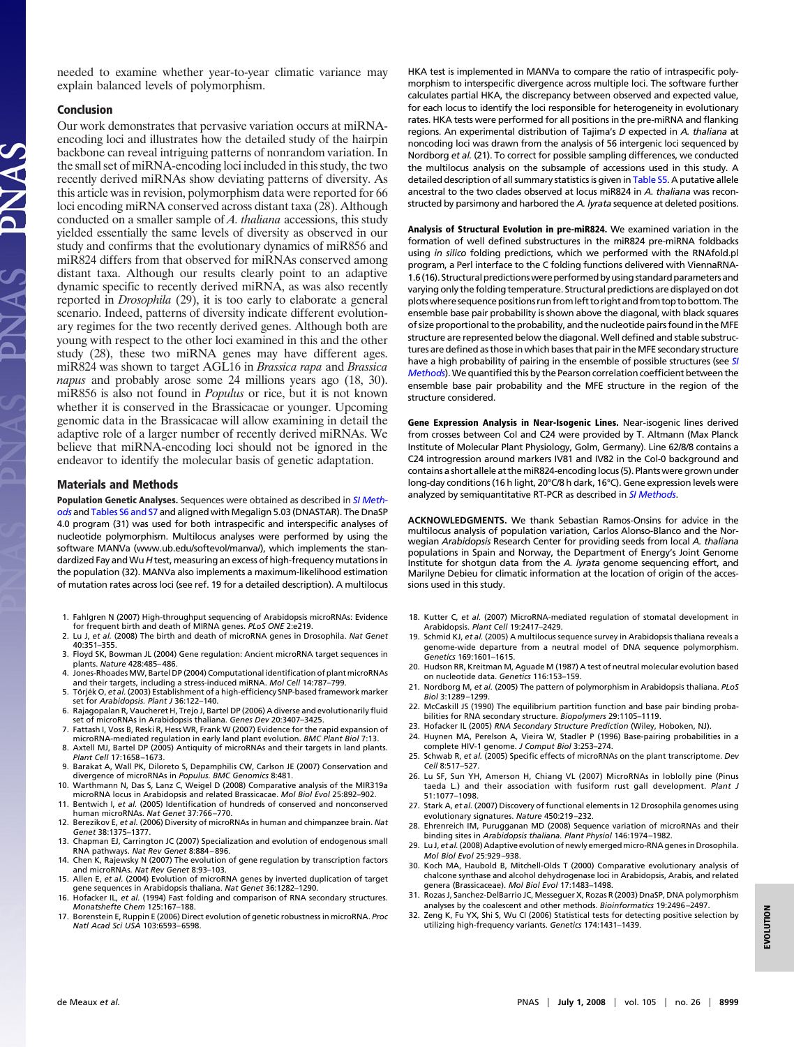needed to examine whether year-to-year climatic variance may explain balanced levels of polymorphism.

## Conclusion

Our work demonstrates that pervasive variation occurs at miRNA-encoding loci and illustrates how the detailed study of the hairpin backbone can reveal intriguing patterns of nonrandom variation. In the small set of miRNA-encoding loci included in this study, the two recently derived miRNAs show deviating patterns of diversity. As this article was in revision, polymorphism data were reported for 66 loci encoding miRNA conserved across distant taxa (28). Although conducted on a smaller sample of *A. thaliana* accessions, this study yielded essentially the same levels of diversity as observed in our study and confirms that the evolutionary dynamics of miR856 and miR824 differs from that observed for miRNAs conserved among distant taxa. Although our results clearly point to an adaptive dynamic specific to recently derived miRNA, as was also recently reported in *Drosophila* (29), it is too early to elaborate a general scenario. Indeed, patterns of diversity indicate different evolutionary regimes for the two recently derived genes. Although both are young with respect to the other loci examined in this and the other study (28), these two miRNA genes may have different ages. miR824 was shown to target AGL16 in *Brassica rapa* and *Brassica napus* and probably arose some 24 millions years ago (18, 30). miR856 is also not found in *Populus* or rice, but it is not known whether it is conserved in the Brassicacae or younger. Upcoming genomic data in the Brassicacae will allow examining in detail the adaptive role of a larger number of recently derived miRNAs. We believe that miRNA-encoding loci should not be ignored in the endeavor to identify the molecular basis of genetic adaptation.

## Materials and Methods

**Population Genetic Analyses.** Sequences were obtained as described in *SI Methods* and Tables S6 and S7 and aligned with Megalign 5.03 (DNASTAR). The DnaSP 4.0 program (31) was used for both intraspecific and interspecific analyses of nucleotide polymorphism. Multilocus analyses were performed by using the software MANVa (www.ub.edu/softevol/manva/), which implements the standardized Fay and Wu *H* test, measuring an excess of high-frequency mutations in the population (32). MANVa also implements a maximum-likelihood estimation of mutation rates across loci (see ref. 19 for a detailed description). A multilocus HKA test is implemented in MANVa to compare the ratio of intraspecific polymorphism to interspecific divergence across multiple loci. The software further calculates partial HKA, the discrepancy between observed and expected value, for each locus to identify the loci responsible for heterogeneity in evolutionary rates. HKA tests were performed for all positions in the pre-miRNA and flanking regions. An experimental distribution of Tajima's *D* expected in *A. thaliana* at noncoding loci was drawn from the analysis of 56 intergenic loci sequenced by Nordborg *et al.* (21). To correct for possible sampling differences, we conducted the multilocus analysis on the subsample of accessions used in this study. A detailed description of all summary statistics is given in Table S5. A putative allele ancestral to the two clades observed at locus miR824 in *A. thaliana* was reconstructed by parsimony and harbored the *A. lyrata* sequence at deleted positions.

**Analysis of Structural Evolution in pre-miR824.** We examined variation in the formation of well defined substructures in the miR824 pre-miRNA foldbacks using *in silico* folding predictions, which we performed with the RNAfold.pl program, a Perl interface to the C folding functions delivered with ViennaRNA-1.6 (16). Structural predictions were performed by using standard parameters and varying only the folding temperature. Structural predictions are displayed on dot plots where sequence positions run from left to right and from top to bottom. The ensemble base pair probability is shown above the diagonal, with black squares of size proportional to the probability, and the nucleotide pairs found in the MFE structure are represented below the diagonal. Well defined and stable substructures are defined as those in which bases that pair in the MFE secondary structure have a high probability of pairing in the ensemble of possible structures (see *SI Methods*). We quantified this by the Pearson correlation coefficient between the ensemble base pair probability and the MFE structure in the region of the structure considered.

**Gene Expression Analysis in Near-Isogenic Lines.** Near-isogenic lines derived from crosses between Col and C24 were provided by T. Altmann (Max Planck Institute of Molecular Plant Physiology, Golm, Germany). Line 62/8/8 contains a C24 introgression around markers IV81 and IV82 in the Col-0 background and contains a short allele at the miR824-encoding locus (5). Plants were grown under long-day conditions (16 h light, 20°C/8 h dark, 16°C). Gene expression levels were analyzed by semiquantitative RT-PCR as described in *SI Methods*.

**ACKNOWLEDGMENTS.** We thank Sebastian Ramos-Onsins for advice in the multilocus analysis of population variation, Carlos Alonso-Blanco and the Norwegian *Arabidopsis* Research Center for providing seeds from local *A. thaliana* populations in Spain and Norway, the Department of Energy's Joint Genome Institute for shotgun data from the *A. lyrata* genome sequencing effort, and Marilyne Debieu for climatic information at the location of origin of the accessions used in this study.

1. Fahlgren N (2007) High-throughput sequencing of Arabidopsis microRNAs: Evidence for frequent birth and death of MIRNA genes. *PLoS ONE* 2:e219.
2. Lu J, *et al.* (2008) The birth and death of microRNA genes in Drosophila. *Nat Genet* 40:351–355.
3. Floyd SK, Bowman JL (2004) Gene regulation: Ancient microRNA target sequences in plants. *Nature* 428:485–486.
4. Jones-Rhoades MW, Bartel DP (2004) Computational identification of plant microRNAs and their targets, including a stress-induced miRNA. *Mol Cell* 14:787–799.
5. Törjék O, *et al.* (2003) Establishment of a high-efficiency SNP-based framework marker set for *Arabidopsis*. *Plant J* 36:122–140.
6. Rajagopalan R, Vaucheret H, Trejo J, Bartel DP (2006) A diverse and evolutionarily fluid set of microRNAs in Arabidopsis thaliana. *Genes Dev* 20:3407–3425.
7. Fattash I, Voss B, Reski R, Hess WR, Frank W (2007) Evidence for the rapid expansion of microRNA-mediated regulation in early land plant evolution. *BMC Plant Biol* 7:13.
8. Axtell MJ, Bartel DP (2005) Antiquity of microRNAs and their targets in land plants. *Plant Cell* 17:1658–1673.
9. Barakat A, Wall PK, Diloreto S, Depamphilis CW, Carlson JE (2007) Conservation and divergence of microRNAs in Populus. *BMC Genomics* 8:481.
10. Warthmann N, Das S, Lanz C, Weigel D (2008) Comparative analysis of the MIR319a microRNA locus in Arabidopsis and related Brassicaceae. *Mol Biol Evol* 25:892–902.
11. Bentwich I, *et al.* (2005) Identification of hundreds of conserved and nonconserved human microRNAs. *Nat Genet* 37:766–770.
12. Berezikov E, *et al.* (2006) Diversity of microRNAs in human and chimpanzee brain. *Nat Genet* 38:1375–1377.
13. Chapman EJ, Carrington JC (2007) Specialization and evolution of endogenous small RNA pathways. *Nat Rev Genet* 8:884–896.
14. Chen K, Rajewsky N (2007) The evolution of gene regulation by transcription factors and microRNAs. *Nat Rev Genet* 8:93–103.
15. Allen E, *et al.* (2004) Evolution of microRNA genes by inverted duplication of target gene sequences in Arabidopsis thaliana. *Nat Genet* 36:1282–1290.
16. Hofacker IL, *et al.* (1994) Fast folding and comparison of RNA secondary structures. *Monatshefte Chem* 125:167–188.
17. Borenstein E, Ruppin E (2006) Direct evolution of genetic robustness in microRNA. *Proc Natl Acad Sci USA* 103:6593–6598.
18. Kutter C, *et al.* (2007) MicroRNA-mediated regulation of stomatal development in Arabidopsis. *Plant Cell* 19:2417–2429.
19. Schmid KJ, *et al.* (2005) A multilocus sequence survey in Arabidopsis thaliana reveals a genome-wide departure from a neutral model of DNA sequence polymorphism. *Genetics* 169:1601–1615.
20. Hudson RR, Kreitman M, Aguade M (1987) A test of neutral molecular evolution based on nucleotide data. *Genetics* 116:153–159.
21. Nordborg M, *et al.* (2005) The pattern of polymorphism in Arabidopsis thaliana. *PLoS Biol* 3:1289–1299.
22. McCaskill JS (1990) The equilibrium partition function and base pair binding probabilities for RNA secondary structure. *Biopolymers* 29:1105–1119.
23. Hofacker IL (2005) *RNA Secondary Structure Prediction* (Wiley, Hoboken, NJ).
24. Huynen MA, Perelson A, Vieira W, Stadler P (1996) Base-pairing probabilities in a complete HIV-1 genome. *J Comput Biol* 3:253–274.
25. Schwab R, *et al.* (2005) Specific effects of microRNAs on the plant transcriptome. *Dev Cell* 8:517–527.
26. Lu SF, Sun YH, Amerson H, Chiang VL (2007) MicroRNAs in loblolly pine (Pinus taeda L.) and their association with fusiform rust gall development. *Plant J* 51:1077–1098.
27. Stark A, *et al.* (2007) Discovery of functional elements in 12 Drosophila genomes using evolutionary signatures. *Nature* 450:219–232.
28. Ehrenreich IM, Purugganan MD (2008) Sequence variation of microRNAs and their binding sites in *Arabidopsis thaliana*. *Plant Physiol* 146:1974–1982.
29. Lu J, *et al.* (2008) Adaptive evolution of newly emerged micro-RNA genes in Drosophila. *Mol Biol Evol* 25:929–938.
30. Koch MA, Haubold B, Mitchell-Olds T (2000) Comparative evolutionary analysis of chalcone synthase and alcohol dehydrogenase loci in Arabidopsis, Arabis, and related genera (Brassicaceae). *Mol Biol Evol* 17:1483–1498.
31. Rozas J, Sanchez-DelBarrio JC, Messeguer X, Rozas R (2003) DnaSP, DNA polymorphism analyses by the coalescent and other methods. *Bioinformatics* 19:2496–2497.
32. Zeng K, Fu YX, Shi S, Wu CI (2006) Statistical tests for detecting positive selection by utilizing high-frequency variants. *Genetics* 174:1431–1439.